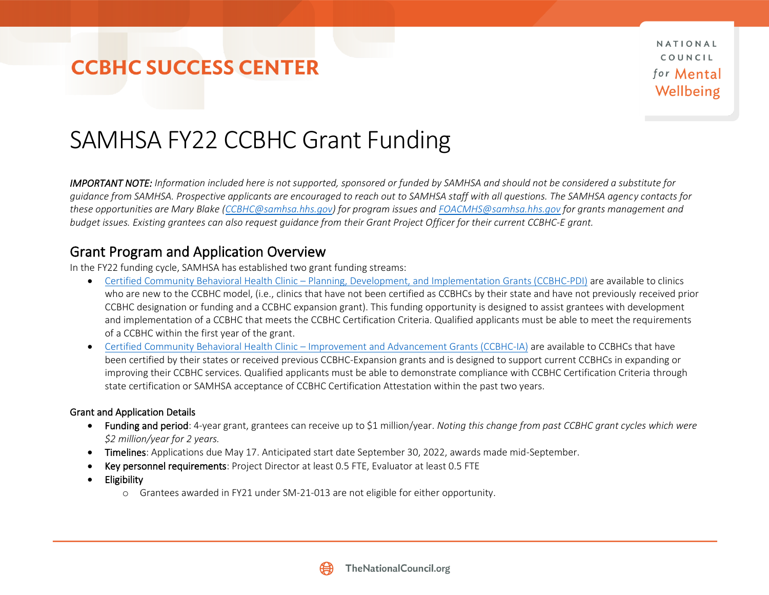CCBHC SUCCESS CENTER

NATIONAL COUNCIL for Mental Wellbeing

# SAMHSA FY22 CCBHC Grant Funding

***IMPORTANT NOTE:*** *Information included here is not supported, sponsored or funded by SAMHSA and should not be considered a substitute for guidance from SAMHSA. Prospective applicants are encouraged to reach out to SAMHSA staff with all questions. The SAMHSA agency contacts for these opportunities are Mary Blake ([CCBHC@samhsa.hhs.gov](mailto:CCBHC@samhsa.hhs.gov)) for program issues and [FOACMHS@samhsa.hhs.gov](mailto:FOACMHS@samhsa.hhs.gov) for grants management and budget issues. Existing grantees can also request guidance from their Grant Project Officer for their current CCBHC-E grant.*

## Grant Program and Application Overview

In the FY22 funding cycle, SAMHSA has established two grant funding streams:

- Certified Community Behavioral Health Clinic – Planning, Development, and Implementation Grants (CCBHC-PDI) are available to clinics who are new to the CCBHC model, (i.e., clinics that have not been certified as CCBHCs by their state and have not previously received prior CCBHC designation or funding and a CCBHC expansion grant). This funding opportunity is designed to assist grantees with development and implementation of a CCBHC that meets the CCBHC Certification Criteria. Qualified applicants must be able to meet the requirements of a CCBHC within the first year of the grant.
- Certified Community Behavioral Health Clinic – Improvement and Advancement Grants (CCBHC-IA) are available to CCBHCs that have been certified by their states or received previous CCBHC-Expansion grants and is designed to support current CCBHCs in expanding or improving their CCBHC services. Qualified applicants must be able to demonstrate compliance with CCBHC Certification Criteria through state certification or SAMHSA acceptance of CCBHC Certification Attestation within the past two years.

### Grant and Application Details

- **Funding and period**: 4-year grant, grantees can receive up to $1 million/year. *Noting this change from past CCBHC grant cycles which were $2 million/year for 2 years.*
- **Timelines**: Applications due May 17. Anticipated start date September 30, 2022, awards made mid-September.
- **Key personnel requirements**: Project Director at least 0.5 FTE, Evaluator at least 0.5 FTE
- **Eligibility**
  - Grantees awarded in FY21 under SM-21-013 are not eligible for either opportunity.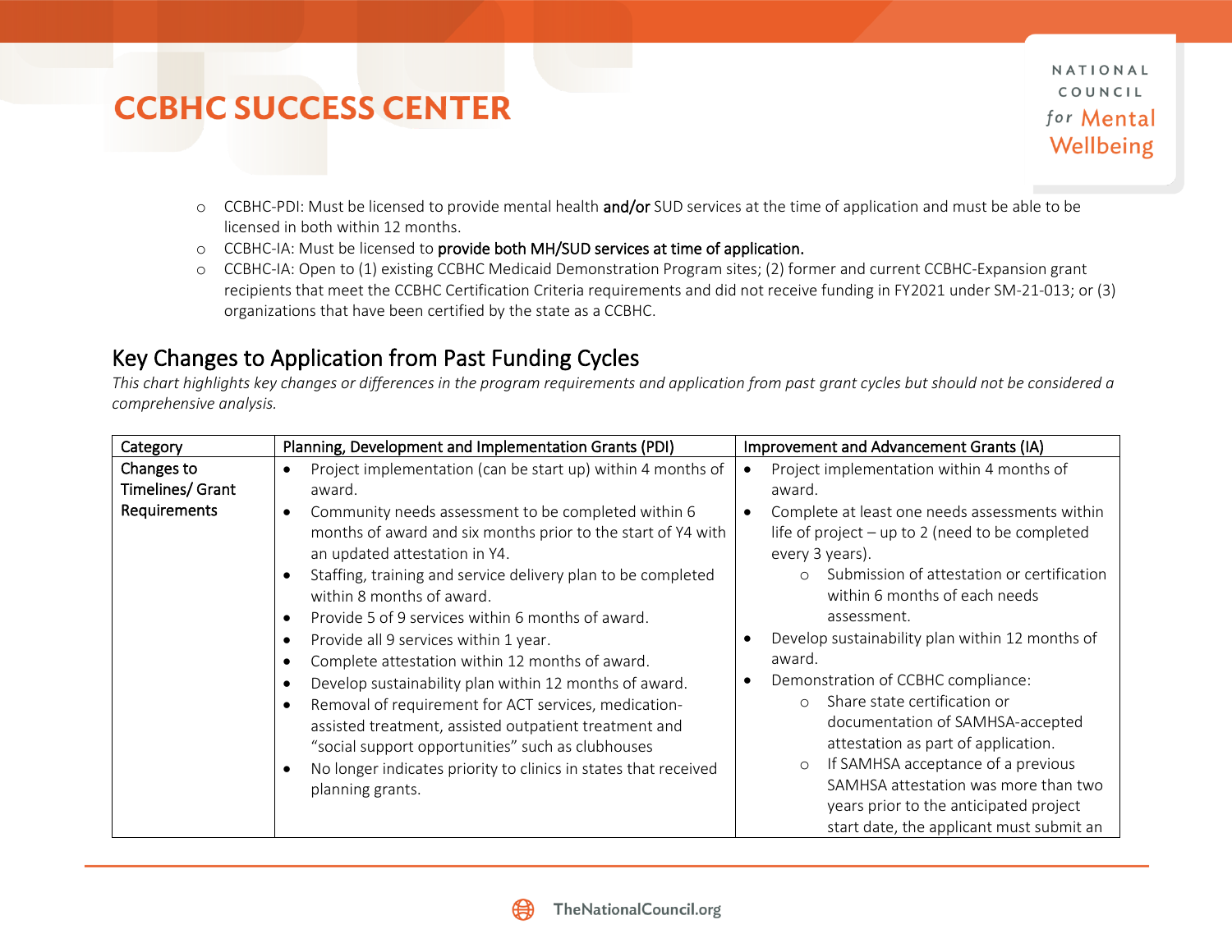- CCBHC-PDI: Must be licensed to provide mental health **and/or** SUD services at the time of application and must be able to be licensed in both within 12 months.
- CCBHC-IA: Must be licensed to **provide both MH/SUD services at time of application.**
- CCBHC-IA: Open to (1) existing CCBHC Medicaid Demonstration Program sites; (2) former and current CCBHC-Expansion grant recipients that meet the CCBHC Certification Criteria requirements and did not receive funding in FY2021 under SM-21-013; or (3) organizations that have been certified by the state as a CCBHC.

## Key Changes to Application from Past Funding Cycles

*This chart highlights key changes or differences in the program requirements and application from past grant cycles but should not be considered a comprehensive analysis.*

| Category | Planning, Development and Implementation Grants (PDI) | Improvement and Advancement Grants (IA) |
|---|---|---|
| Changes to Timelines/ Grant Requirements | • Project implementation (can be start up) within 4 months of award.<br>• Community needs assessment to be completed within 6 months of award and six months prior to the start of Y4 with an updated attestation in Y4.<br>• Staffing, training and service delivery plan to be completed within 8 months of award.<br>• Provide 5 of 9 services within 6 months of award.<br>• Provide all 9 services within 1 year.<br>• Complete attestation within 12 months of award.<br>• Develop sustainability plan within 12 months of award.<br>• Removal of requirement for ACT services, medication-assisted treatment, assisted outpatient treatment and "social support opportunities" such as clubhouses<br>• No longer indicates priority to clinics in states that received planning grants. | • Project implementation within 4 months of award.<br>• Complete at least one needs assessments within life of project – up to 2 (need to be completed every 3 years).<br>  ○ Submission of attestation or certification within 6 months of each needs assessment.<br>• Develop sustainability plan within 12 months of award.<br>• Demonstration of CCBHC compliance:<br>  ○ Share state certification or documentation of SAMHSA-accepted attestation as part of application.<br>  ○ If SAMHSA acceptance of a previous SAMHSA attestation was more than two years prior to the anticipated project start date, the applicant must submit an |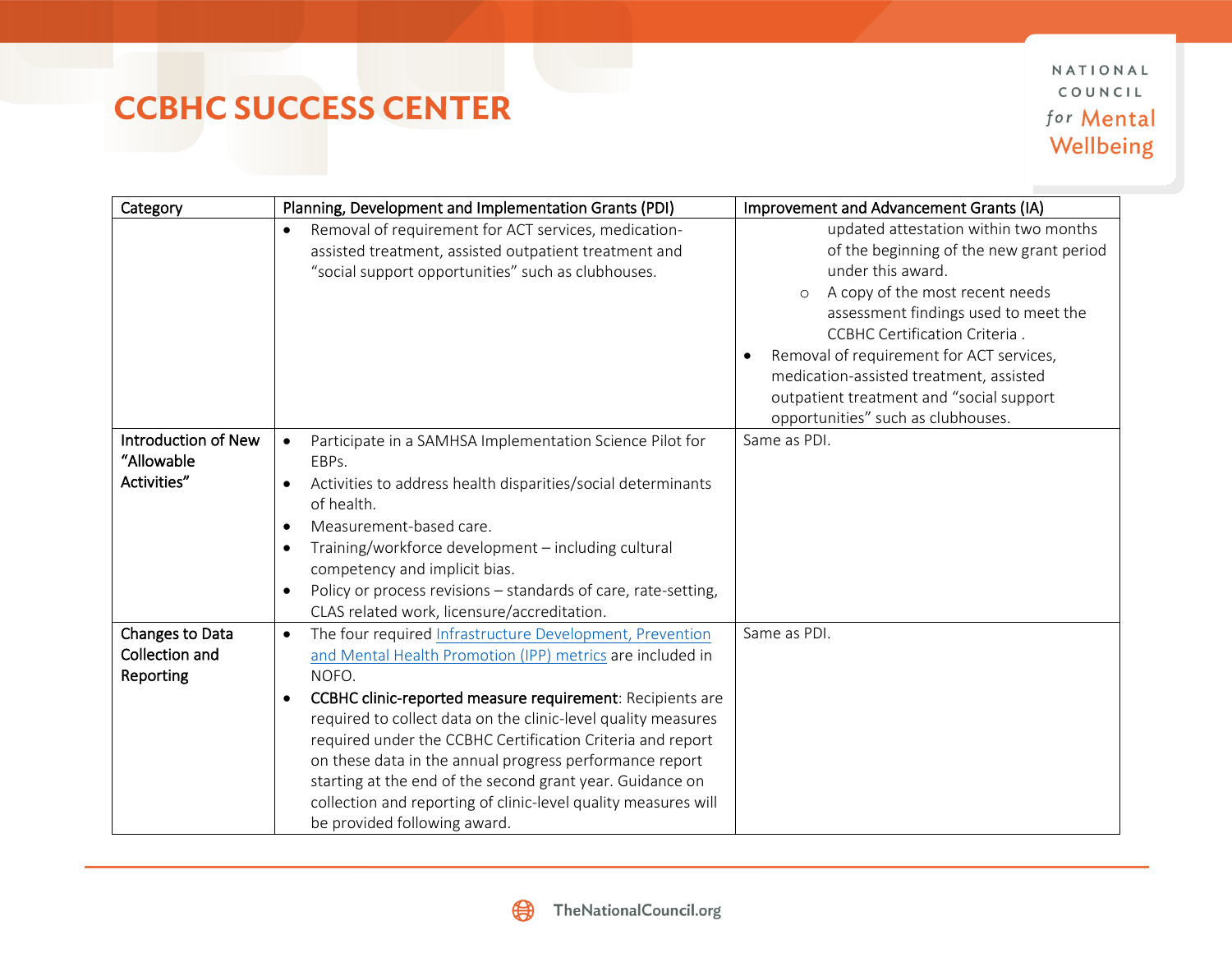| Category | Planning, Development and Implementation Grants (PDI) | Improvement and Advancement Grants (IA) |
|---|---|---|
| | • Removal of requirement for ACT services, medication-assisted treatment, assisted outpatient treatment and "social support opportunities" such as clubhouses. | updated attestation within two months of the beginning of the new grant period under this award.<br>○ A copy of the most recent needs assessment findings used to meet the CCBHC Certification Criteria .<br>• Removal of requirement for ACT services, medication-assisted treatment, assisted outpatient treatment and "social support opportunities" such as clubhouses. |
| Introduction of New "Allowable Activities" | • Participate in a SAMHSA Implementation Science Pilot for EBPs.<br>• Activities to address health disparities/social determinants of health.<br>• Measurement-based care.<br>• Training/workforce development – including cultural competency and implicit bias.<br>• Policy or process revisions – standards of care, rate-setting, CLAS related work, licensure/accreditation. | Same as PDI. |
| Changes to Data Collection and Reporting | • The four required Infrastructure Development, Prevention and Mental Health Promotion (IPP) metrics are included in NOFO.<br>• **CCBHC clinic-reported measure requirement**: Recipients are required to collect data on the clinic-level quality measures required under the CCBHC Certification Criteria and report on these data in the annual progress performance report starting at the end of the second grant year. Guidance on collection and reporting of clinic-level quality measures will be provided following award. | Same as PDI. |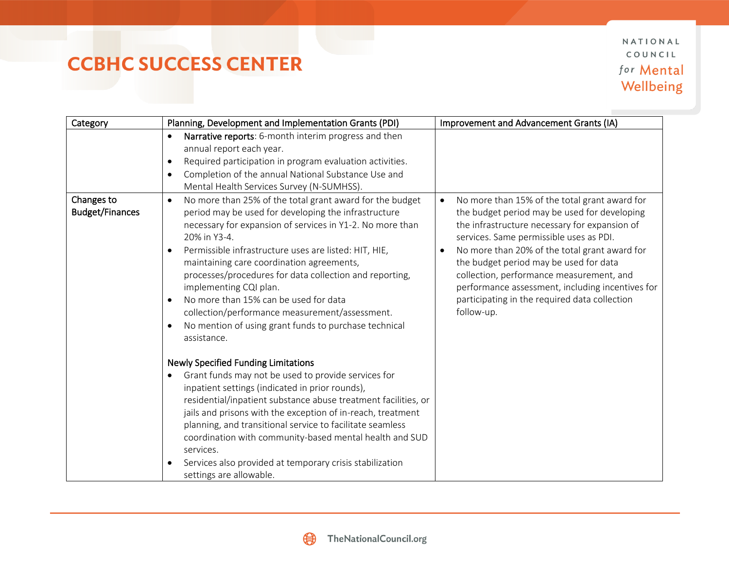# CCBHC SUCCESS CENTER

| Category | Planning, Development and Implementation Grants (PDI) | Improvement and Advancement Grants (IA) |
|---|---|---|
| | • **Narrative reports**: 6-month interim progress and then annual report each year.<br>• Required participation in program evaluation activities.<br>• Completion of the annual National Substance Use and Mental Health Services Survey (N-SUMHSS). | |
| Changes to Budget/Finances | • No more than 25% of the total grant award for the budget period may be used for developing the infrastructure necessary for expansion of services in Y1-2. No more than 20% in Y3-4.<br>• Permissible infrastructure uses are listed: HIT, HIE, maintaining care coordination agreements, processes/procedures for data collection and reporting, implementing CQI plan.<br>• No more than 15% can be used for data collection/performance measurement/assessment.<br>• No mention of using grant funds to purchase technical assistance.<br><br>Newly Specified Funding Limitations<br>• Grant funds may not be used to provide services for inpatient settings (indicated in prior rounds), residential/inpatient substance abuse treatment facilities, or jails and prisons with the exception of in-reach, treatment planning, and transitional service to facilitate seamless coordination with community-based mental health and SUD services.<br>• Services also provided at temporary crisis stabilization settings are allowable. | • No more than 15% of the total grant award for the budget period may be used for developing the infrastructure necessary for expansion of services. Same permissible uses as PDI.<br>• No more than 20% of the total grant award for the budget period may be used for data collection, performance measurement, and performance assessment, including incentives for participating in the required data collection follow-up. |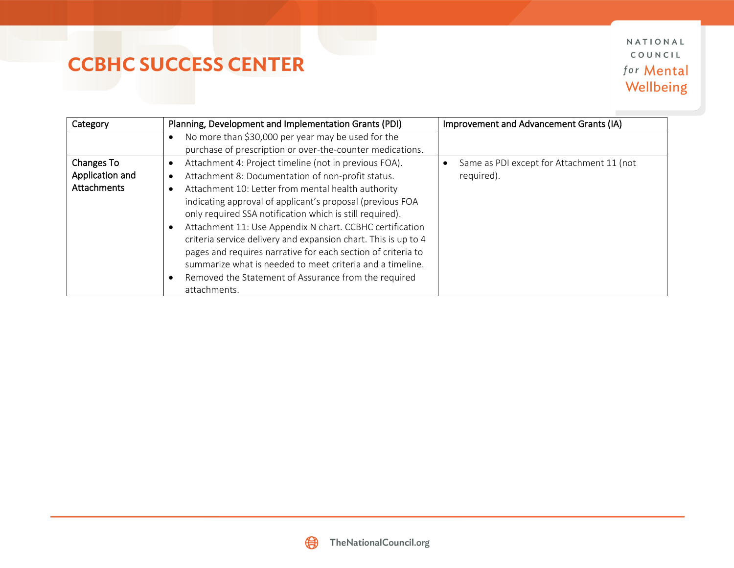| Category | Planning, Development and Implementation Grants (PDI) | Improvement and Advancement Grants (IA) |
|---|---|---|
| | • No more than $30,000 per year may be used for the purchase of prescription or over-the-counter medications. | |
| Changes To Application and Attachments | • Attachment 4: Project timeline (not in previous FOA).<br>• Attachment 8: Documentation of non-profit status.<br>• Attachment 10: Letter from mental health authority indicating approval of applicant's proposal (previous FOA only required SSA notification which is still required).<br>• Attachment 11: Use Appendix N chart. CCBHC certification criteria service delivery and expansion chart. This is up to 4 pages and requires narrative for each section of criteria to summarize what is needed to meet criteria and a timeline.<br>• Removed the Statement of Assurance from the required attachments. | • Same as PDI except for Attachment 11 (not required). |